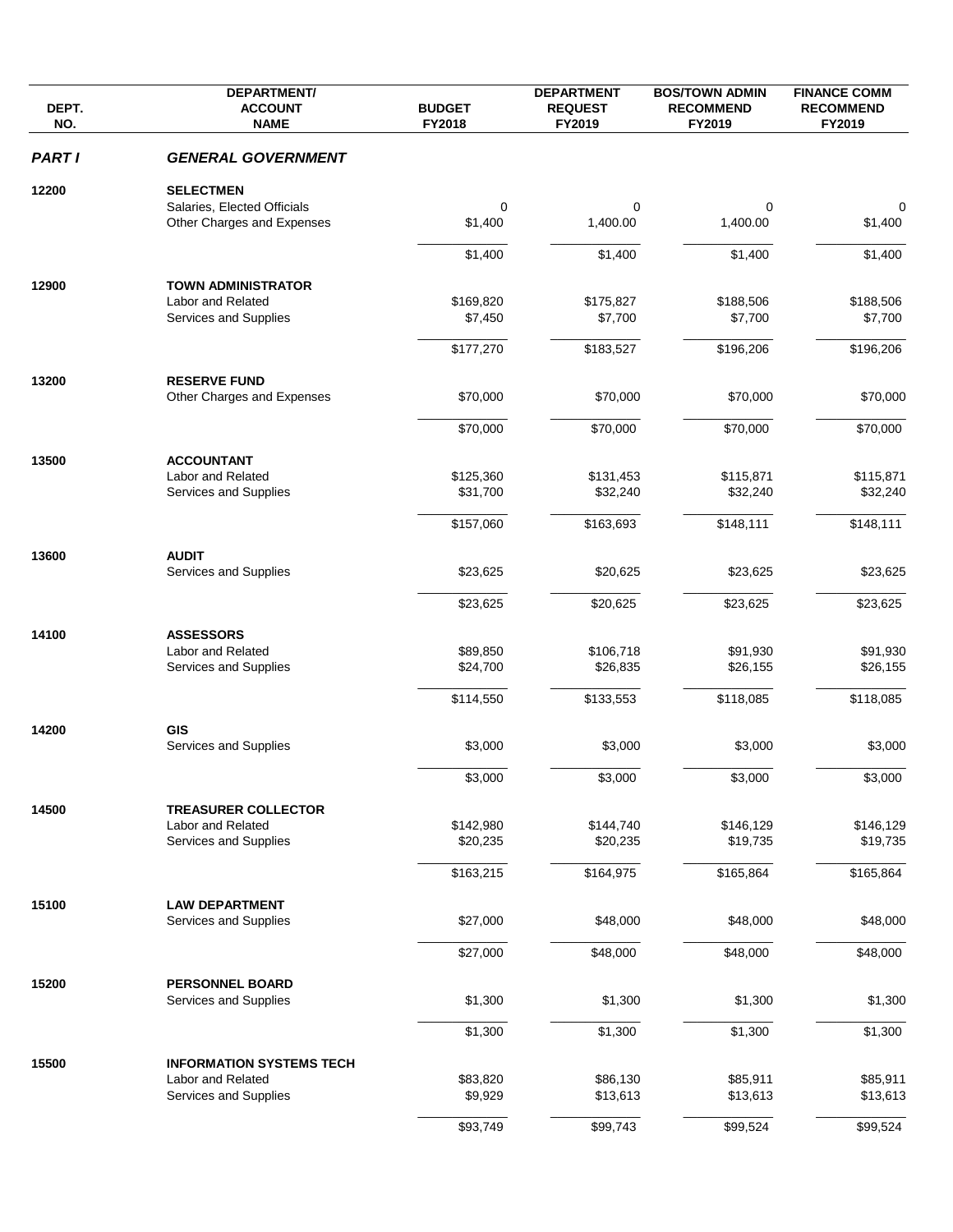| DEPT. NO. | DEPARTMENT/ ACCOUNT NAME | BUDGET FY2018 | DEPARTMENT REQUEST FY2019 | BOS/TOWN ADMIN RECOMMEND FY2019 | FINANCE COMM RECOMMEND FY2019 |
|---|---|---|---|---|---|
| ***PART I*** | ***GENERAL GOVERNMENT*** | | | | |
| **12200** | **SELECTMEN** | | | | |
| | Salaries, Elected Officials | 0 | 0 | 0 | 0 |
| | Other Charges and Expenses | $1,400 | 1,400.00 | 1,400.00 | $1,400 |
| | | $1,400 | $1,400 | $1,400 | $1,400 |
| **12900** | **TOWN ADMINISTRATOR** | | | | |
| | Labor and Related | $169,820 | $175,827 | $188,506 | $188,506 |
| | Services and Supplies | $7,450 | $7,700 | $7,700 | $7,700 |
| | | $177,270 | $183,527 | $196,206 | $196,206 |
| **13200** | **RESERVE FUND** | | | | |
| | Other Charges and Expenses | $70,000 | $70,000 | $70,000 | $70,000 |
| | | $70,000 | $70,000 | $70,000 | $70,000 |
| **13500** | **ACCOUNTANT** | | | | |
| | Labor and Related | $125,360 | $131,453 | $115,871 | $115,871 |
| | Services and Supplies | $31,700 | $32,240 | $32,240 | $32,240 |
| | | $157,060 | $163,693 | $148,111 | $148,111 |
| **13600** | **AUDIT** | | | | |
| | Services and Supplies | $23,625 | $20,625 | $23,625 | $23,625 |
| | | $23,625 | $20,625 | $23,625 | $23,625 |
| **14100** | **ASSESSORS** | | | | |
| | Labor and Related | $89,850 | $106,718 | $91,930 | $91,930 |
| | Services and Supplies | $24,700 | $26,835 | $26,155 | $26,155 |
| | | $114,550 | $133,553 | $118,085 | $118,085 |
| **14200** | **GIS** | | | | |
| | Services and Supplies | $3,000 | $3,000 | $3,000 | $3,000 |
| | | $3,000 | $3,000 | $3,000 | $3,000 |
| **14500** | **TREASURER COLLECTOR** | | | | |
| | Labor and Related | $142,980 | $144,740 | $146,129 | $146,129 |
| | Services and Supplies | $20,235 | $20,235 | $19,735 | $19,735 |
| | | $163,215 | $164,975 | $165,864 | $165,864 |
| **15100** | **LAW DEPARTMENT** | | | | |
| | Services and Supplies | $27,000 | $48,000 | $48,000 | $48,000 |
| | | $27,000 | $48,000 | $48,000 | $48,000 |
| **15200** | **PERSONNEL BOARD** | | | | |
| | Services and Supplies | $1,300 | $1,300 | $1,300 | $1,300 |
| | | $1,300 | $1,300 | $1,300 | $1,300 |
| **15500** | **INFORMATION SYSTEMS TECH** | | | | |
| | Labor and Related | $83,820 | $86,130 | $85,911 | $85,911 |
| | Services and Supplies | $9,929 | $13,613 | $13,613 | $13,613 |
| | | $93,749 | $99,743 | $99,524 | $99,524 |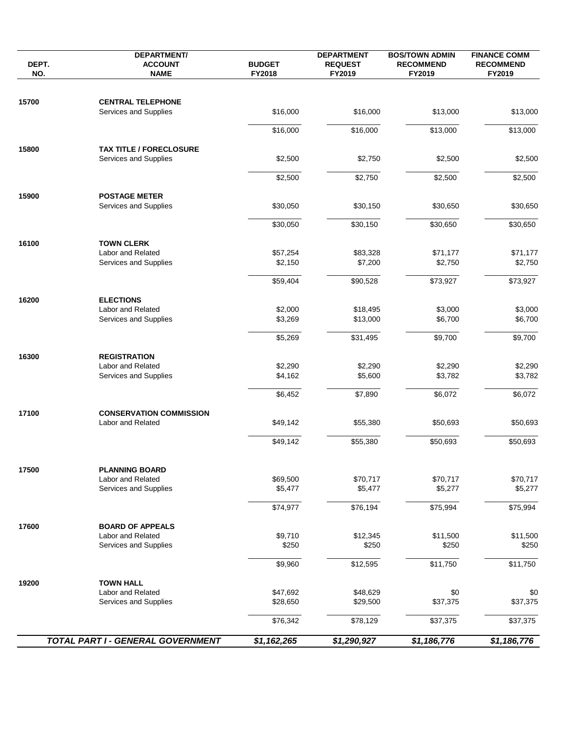| DEPT. NO. | DEPARTMENT/ ACCOUNT NAME | BUDGET FY2018 | DEPARTMENT REQUEST FY2019 | BOS/TOWN ADMIN RECOMMEND FY2019 | FINANCE COMM RECOMMEND FY2019 |
|---|---|---|---|---|---|
| 15700 | **CENTRAL TELEPHONE** | | | | |
| | Services and Supplies | $16,000 | $16,000 | $13,000 | $13,000 |
| | | $16,000 | $16,000 | $13,000 | $13,000 |
| 15800 | **TAX TITLE / FORECLOSURE** | | | | |
| | Services and Supplies | $2,500 | $2,750 | $2,500 | $2,500 |
| | | $2,500 | $2,750 | $2,500 | $2,500 |
| 15900 | **POSTAGE METER** | | | | |
| | Services and Supplies | $30,050 | $30,150 | $30,650 | $30,650 |
| | | $30,050 | $30,150 | $30,650 | $30,650 |
| 16100 | **TOWN CLERK** | | | | |
| | Labor and Related | $57,254 | $83,328 | $71,177 | $71,177 |
| | Services and Supplies | $2,150 | $7,200 | $2,750 | $2,750 |
| | | $59,404 | $90,528 | $73,927 | $73,927 |
| 16200 | **ELECTIONS** | | | | |
| | Labor and Related | $2,000 | $18,495 | $3,000 | $3,000 |
| | Services and Supplies | $3,269 | $13,000 | $6,700 | $6,700 |
| | | $5,269 | $31,495 | $9,700 | $9,700 |
| 16300 | **REGISTRATION** | | | | |
| | Labor and Related | $2,290 | $2,290 | $2,290 | $2,290 |
| | Services and Supplies | $4,162 | $5,600 | $3,782 | $3,782 |
| | | $6,452 | $7,890 | $6,072 | $6,072 |
| 17100 | **CONSERVATION COMMISSION** | | | | |
| | Labor and Related | $49,142 | $55,380 | $50,693 | $50,693 |
| | | $49,142 | $55,380 | $50,693 | $50,693 |
| 17500 | **PLANNING BOARD** | | | | |
| | Labor and Related | $69,500 | $70,717 | $70,717 | $70,717 |
| | Services and Supplies | $5,477 | $5,477 | $5,277 | $5,277 |
| | | $74,977 | $76,194 | $75,994 | $75,994 |
| 17600 | **BOARD OF APPEALS** | | | | |
| | Labor and Related | $9,710 | $12,345 | $11,500 | $11,500 |
| | Services and Supplies | $250 | $250 | $250 | $250 |
| | | $9,960 | $12,595 | $11,750 | $11,750 |
| 19200 | **TOWN HALL** | | | | |
| | Labor and Related | $47,692 | $48,629 | $0 | $0 |
| | Services and Supplies | $28,650 | $29,500 | $37,375 | $37,375 |
| | | $76,342 | $78,129 | $37,375 | $37,375 |
| | ***TOTAL PART I - GENERAL GOVERNMENT*** | ***$1,162,265*** | ***$1,290,927*** | ***$1,186,776*** | ***$1,186,776*** |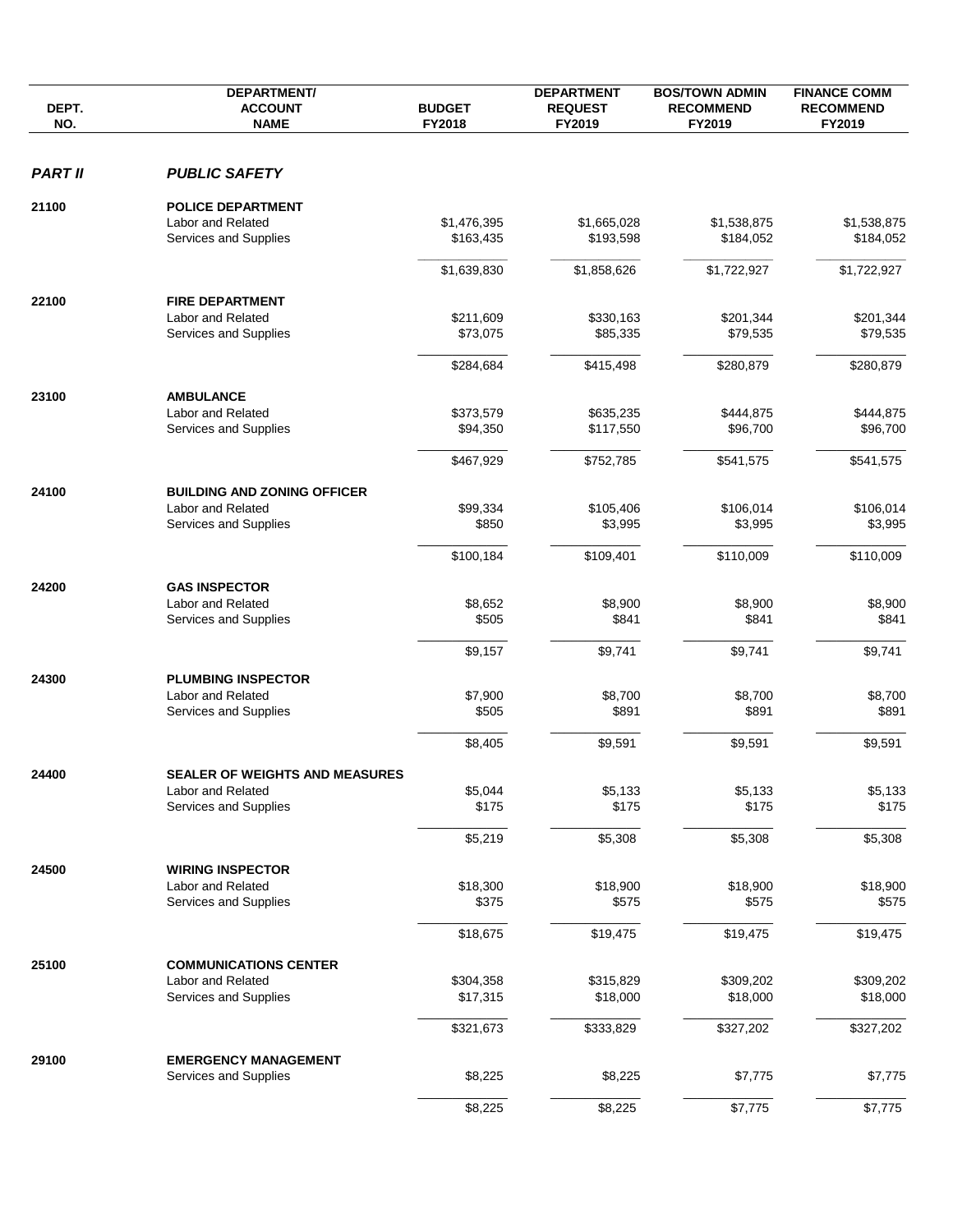| DEPT. NO. | DEPARTMENT/ ACCOUNT NAME | BUDGET FY2018 | DEPARTMENT REQUEST FY2019 | BOS/TOWN ADMIN RECOMMEND FY2019 | FINANCE COMM RECOMMEND FY2019 |
|---|---|---|---|---|---|
| ***PART II*** | ***PUBLIC SAFETY*** | | | | |
| 21100 | **POLICE DEPARTMENT** | | | | |
| | Labor and Related | $1,476,395 | $1,665,028 | $1,538,875 | $1,538,875 |
| | Services and Supplies | $163,435 | $193,598 | $184,052 | $184,052 |
| | | $1,639,830 | $1,858,626 | $1,722,927 | $1,722,927 |
| 22100 | **FIRE DEPARTMENT** | | | | |
| | Labor and Related | $211,609 | $330,163 | $201,344 | $201,344 |
| | Services and Supplies | $73,075 | $85,335 | $79,535 | $79,535 |
| | | $284,684 | $415,498 | $280,879 | $280,879 |
| 23100 | **AMBULANCE** | | | | |
| | Labor and Related | $373,579 | $635,235 | $444,875 | $444,875 |
| | Services and Supplies | $94,350 | $117,550 | $96,700 | $96,700 |
| | | $467,929 | $752,785 | $541,575 | $541,575 |
| 24100 | **BUILDING AND ZONING OFFICER** | | | | |
| | Labor and Related | $99,334 | $105,406 | $106,014 | $106,014 |
| | Services and Supplies | $850 | $3,995 | $3,995 | $3,995 |
| | | $100,184 | $109,401 | $110,009 | $110,009 |
| 24200 | **GAS INSPECTOR** | | | | |
| | Labor and Related | $8,652 | $8,900 | $8,900 | $8,900 |
| | Services and Supplies | $505 | $841 | $841 | $841 |
| | | $9,157 | $9,741 | $9,741 | $9,741 |
| 24300 | **PLUMBING INSPECTOR** | | | | |
| | Labor and Related | $7,900 | $8,700 | $8,700 | $8,700 |
| | Services and Supplies | $505 | $891 | $891 | $891 |
| | | $8,405 | $9,591 | $9,591 | $9,591 |
| 24400 | **SEALER OF WEIGHTS AND MEASURES** | | | | |
| | Labor and Related | $5,044 | $5,133 | $5,133 | $5,133 |
| | Services and Supplies | $175 | $175 | $175 | $175 |
| | | $5,219 | $5,308 | $5,308 | $5,308 |
| 24500 | **WIRING INSPECTOR** | | | | |
| | Labor and Related | $18,300 | $18,900 | $18,900 | $18,900 |
| | Services and Supplies | $375 | $575 | $575 | $575 |
| | | $18,675 | $19,475 | $19,475 | $19,475 |
| 25100 | **COMMUNICATIONS CENTER** | | | | |
| | Labor and Related | $304,358 | $315,829 | $309,202 | $309,202 |
| | Services and Supplies | $17,315 | $18,000 | $18,000 | $18,000 |
| | | $321,673 | $333,829 | $327,202 | $327,202 |
| 29100 | **EMERGENCY MANAGEMENT** | | | | |
| | Services and Supplies | $8,225 | $8,225 | $7,775 | $7,775 |
| | | $8,225 | $8,225 | $7,775 | $7,775 |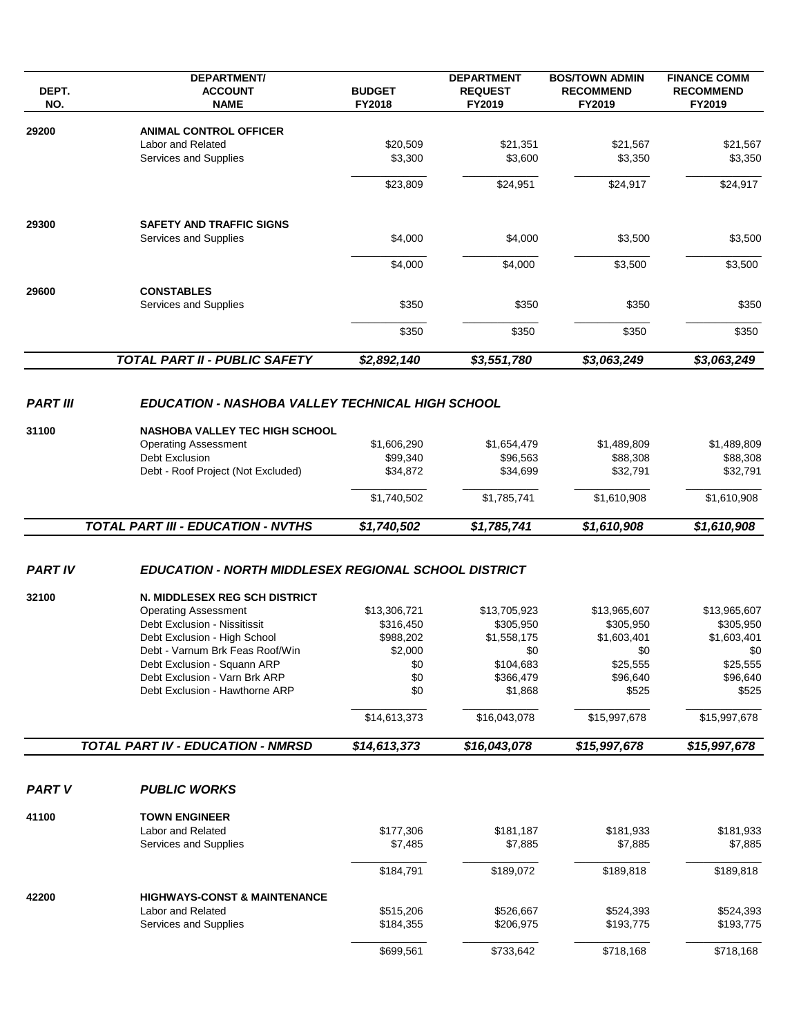| DEPT. NO. | DEPARTMENT/ ACCOUNT NAME | BUDGET FY2018 | DEPARTMENT REQUEST FY2019 | BOS/TOWN ADMIN RECOMMEND FY2019 | FINANCE COMM RECOMMEND FY2019 |
|---|---|---|---|---|---|
| 29200 | **ANIMAL CONTROL OFFICER** | | | | |
| | Labor and Related | $20,509 | $21,351 | $21,567 | $21,567 |
| | Services and Supplies | $3,300 | $3,600 | $3,350 | $3,350 |
| | | $23,809 | $24,951 | $24,917 | $24,917 |
| 29300 | **SAFETY AND TRAFFIC SIGNS** | | | | |
| | Services and Supplies | $4,000 | $4,000 | $3,500 | $3,500 |
| | | $4,000 | $4,000 | $3,500 | $3,500 |
| 29600 | **CONSTABLES** | | | | |
| | Services and Supplies | $350 | $350 | $350 | $350 |
| | | $350 | $350 | $350 | $350 |
| | ***TOTAL PART II - PUBLIC SAFETY*** | ***$2,892,140*** | ***$3,551,780*** | ***$3,063,249*** | ***$3,063,249*** |
| ***PART III*** | ***EDUCATION - NASHOBA VALLEY TECHNICAL HIGH SCHOOL*** | | | | |
| 31100 | **NASHOBA VALLEY TEC HIGH SCHOOL** | | | | |
| | Operating Assessment | $1,606,290 | $1,654,479 | $1,489,809 | $1,489,809 |
| | Debt Exclusion | $99,340 | $96,563 | $88,308 | $88,308 |
| | Debt - Roof Project (Not Excluded) | $34,872 | $34,699 | $32,791 | $32,791 |
| | | $1,740,502 | $1,785,741 | $1,610,908 | $1,610,908 |
| | ***TOTAL PART III - EDUCATION - NVTHS*** | ***$1,740,502*** | ***$1,785,741*** | ***$1,610,908*** | ***$1,610,908*** |
| ***PART IV*** | ***EDUCATION - NORTH MIDDLESEX REGIONAL SCHOOL DISTRICT*** | | | | |
| 32100 | **N. MIDDLESEX REG SCH DISTRICT** | | | | |
| | Operating Assessment | $13,306,721 | $13,705,923 | $13,965,607 | $13,965,607 |
| | Debt Exclusion - Nissitissit | $316,450 | $305,950 | $305,950 | $305,950 |
| | Debt Exclusion - High School | $988,202 | $1,558,175 | $1,603,401 | $1,603,401 |
| | Debt - Varnum Brk Feas Roof/Win | $2,000 | $0 | $0 | $0 |
| | Debt Exclusion - Squann ARP | $0 | $104,683 | $25,555 | $25,555 |
| | Debt Exclusion - Varn Brk ARP | $0 | $366,479 | $96,640 | $96,640 |
| | Debt Exclusion - Hawthorne ARP | $0 | $1,868 | $525 | $525 |
| | | $14,613,373 | $16,043,078 | $15,997,678 | $15,997,678 |
| | ***TOTAL PART IV - EDUCATION - NMRSD*** | ***$14,613,373*** | ***$16,043,078*** | ***$15,997,678*** | ***$15,997,678*** |
| ***PART V*** | ***PUBLIC WORKS*** | | | | |
| 41100 | **TOWN ENGINEER** | | | | |
| | Labor and Related | $177,306 | $181,187 | $181,933 | $181,933 |
| | Services and Supplies | $7,485 | $7,885 | $7,885 | $7,885 |
| | | $184,791 | $189,072 | $189,818 | $189,818 |
| 42200 | **HIGHWAYS-CONST & MAINTENANCE** | | | | |
| | Labor and Related | $515,206 | $526,667 | $524,393 | $524,393 |
| | Services and Supplies | $184,355 | $206,975 | $193,775 | $193,775 |
| | | $699,561 | $733,642 | $718,168 | $718,168 |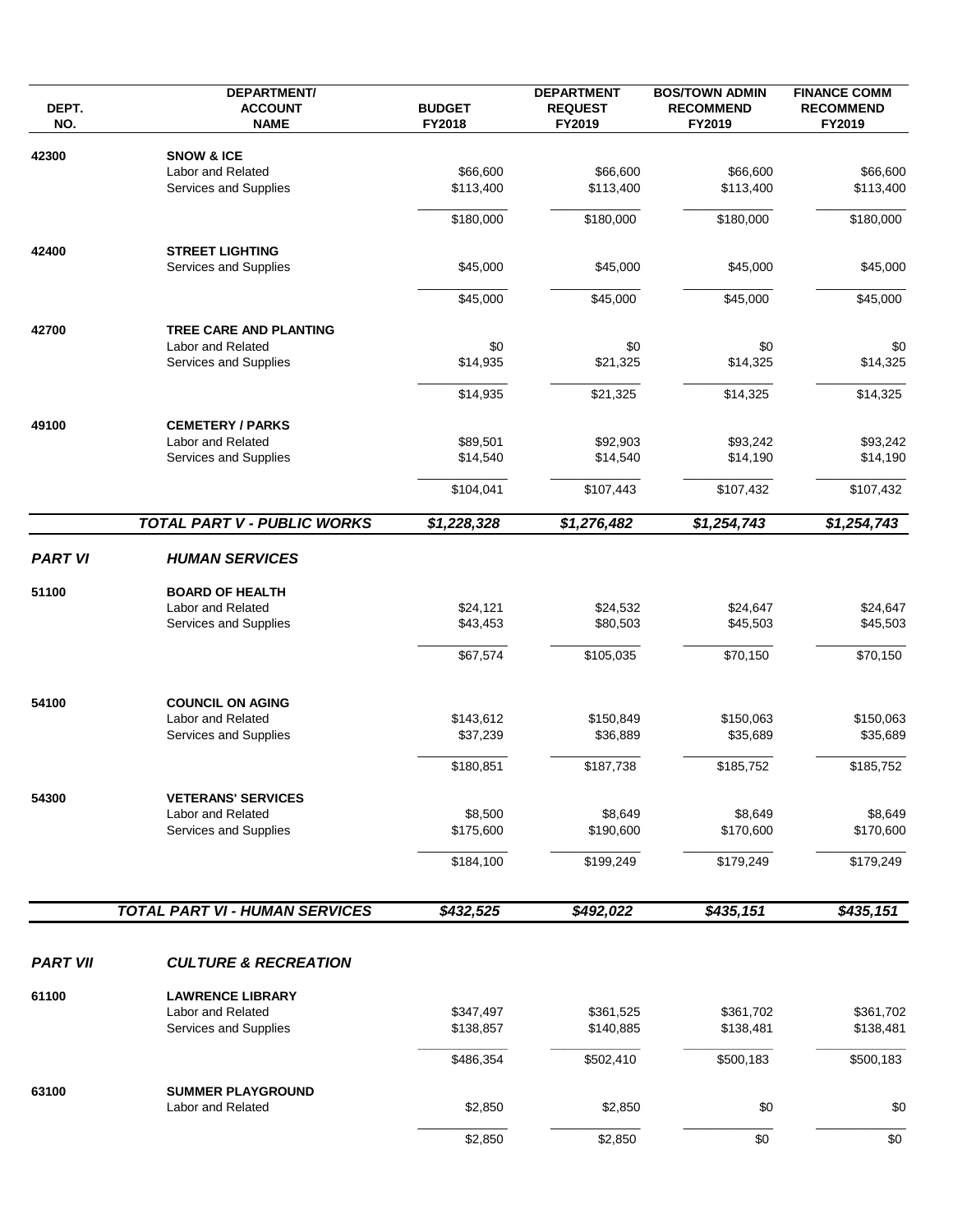| DEPT. NO. | DEPARTMENT/ ACCOUNT NAME | BUDGET FY2018 | DEPARTMENT REQUEST FY2019 | BOS/TOWN ADMIN RECOMMEND FY2019 | FINANCE COMM RECOMMEND FY2019 |
|---|---|---|---|---|---|
| 42300 | **SNOW & ICE** | | | | |
| | Labor and Related | $66,600 | $66,600 | $66,600 | $66,600 |
| | Services and Supplies | $113,400 | $113,400 | $113,400 | $113,400 |
| | | $180,000 | $180,000 | $180,000 | $180,000 |
| 42400 | **STREET LIGHTING** | | | | |
| | Services and Supplies | $45,000 | $45,000 | $45,000 | $45,000 |
| | | $45,000 | $45,000 | $45,000 | $45,000 |
| 42700 | **TREE CARE AND PLANTING** | | | | |
| | Labor and Related | $0 | $0 | $0 | $0 |
| | Services and Supplies | $14,935 | $21,325 | $14,325 | $14,325 |
| | | $14,935 | $21,325 | $14,325 | $14,325 |
| 49100 | **CEMETERY / PARKS** | | | | |
| | Labor and Related | $89,501 | $92,903 | $93,242 | $93,242 |
| | Services and Supplies | $14,540 | $14,540 | $14,190 | $14,190 |
| | | $104,041 | $107,443 | $107,432 | $107,432 |
| | ***TOTAL PART V - PUBLIC WORKS*** | ***$1,228,328*** | ***$1,276,482*** | ***$1,254,743*** | ***$1,254,743*** |
| ***PART VI*** | ***HUMAN SERVICES*** | | | | |
| 51100 | **BOARD OF HEALTH** | | | | |
| | Labor and Related | $24,121 | $24,532 | $24,647 | $24,647 |
| | Services and Supplies | $43,453 | $80,503 | $45,503 | $45,503 |
| | | $67,574 | $105,035 | $70,150 | $70,150 |
| 54100 | **COUNCIL ON AGING** | | | | |
| | Labor and Related | $143,612 | $150,849 | $150,063 | $150,063 |
| | Services and Supplies | $37,239 | $36,889 | $35,689 | $35,689 |
| | | $180,851 | $187,738 | $185,752 | $185,752 |
| 54300 | **VETERANS' SERVICES** | | | | |
| | Labor and Related | $8,500 | $8,649 | $8,649 | $8,649 |
| | Services and Supplies | $175,600 | $190,600 | $170,600 | $170,600 |
| | | $184,100 | $199,249 | $179,249 | $179,249 |
| | ***TOTAL PART VI - HUMAN SERVICES*** | ***$432,525*** | ***$492,022*** | ***$435,151*** | ***$435,151*** |
| ***PART VII*** | ***CULTURE & RECREATION*** | | | | |
| 61100 | **LAWRENCE LIBRARY** | | | | |
| | Labor and Related | $347,497 | $361,525 | $361,702 | $361,702 |
| | Services and Supplies | $138,857 | $140,885 | $138,481 | $138,481 |
| | | $486,354 | $502,410 | $500,183 | $500,183 |
| 63100 | **SUMMER PLAYGROUND** | | | | |
| | Labor and Related | $2,850 | $2,850 | $0 | $0 |
| | | $2,850 | $2,850 | $0 | $0 |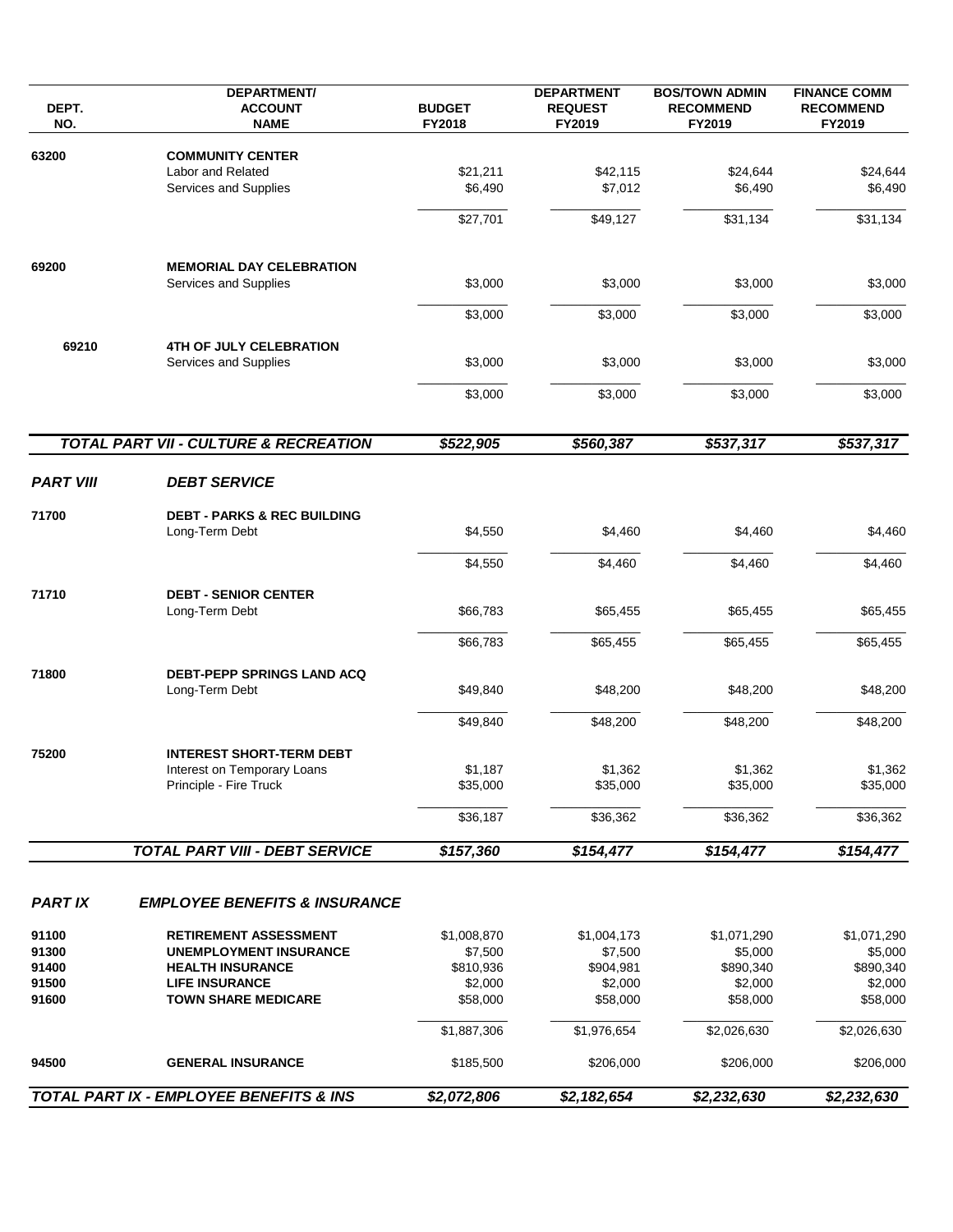| DEPT. NO. | DEPARTMENT/ ACCOUNT NAME | BUDGET FY2018 | DEPARTMENT REQUEST FY2019 | BOS/TOWN ADMIN RECOMMEND FY2019 | FINANCE COMM RECOMMEND FY2019 |
|---|---|---|---|---|---|
| 63200 | **COMMUNITY CENTER** | | | | |
| | Labor and Related | $21,211 | $42,115 | $24,644 | $24,644 |
| | Services and Supplies | $6,490 | $7,012 | $6,490 | $6,490 |
| | | $27,701 | $49,127 | $31,134 | $31,134 |
| 69200 | **MEMORIAL DAY CELEBRATION** | | | | |
| | Services and Supplies | $3,000 | $3,000 | $3,000 | $3,000 |
| | | $3,000 | $3,000 | $3,000 | $3,000 |
| 69210 | **4TH OF JULY CELEBRATION** | | | | |
| | Services and Supplies | $3,000 | $3,000 | $3,000 | $3,000 |
| | | $3,000 | $3,000 | $3,000 | $3,000 |
| | ***TOTAL PART VII - CULTURE & RECREATION*** | ***$522,905*** | ***$560,387*** | ***$537,317*** | ***$537,317*** |
| ***PART VIII*** | ***DEBT SERVICE*** | | | | |
| 71700 | **DEBT - PARKS & REC BUILDING** | | | | |
| | Long-Term Debt | $4,550 | $4,460 | $4,460 | $4,460 |
| | | $4,550 | $4,460 | $4,460 | $4,460 |
| 71710 | **DEBT - SENIOR CENTER** | | | | |
| | Long-Term Debt | $66,783 | $65,455 | $65,455 | $65,455 |
| | | $66,783 | $65,455 | $65,455 | $65,455 |
| 71800 | **DEBT-PEPP SPRINGS LAND ACQ** | | | | |
| | Long-Term Debt | $49,840 | $48,200 | $48,200 | $48,200 |
| | | $49,840 | $48,200 | $48,200 | $48,200 |
| 75200 | **INTEREST SHORT-TERM DEBT** | | | | |
| | Interest on Temporary Loans | $1,187 | $1,362 | $1,362 | $1,362 |
| | Principle - Fire Truck | $35,000 | $35,000 | $35,000 | $35,000 |
| | | $36,187 | $36,362 | $36,362 | $36,362 |
| | ***TOTAL PART VIII - DEBT SERVICE*** | ***$157,360*** | ***$154,477*** | ***$154,477*** | ***$154,477*** |
| ***PART IX*** | ***EMPLOYEE BENEFITS & INSURANCE*** | | | | |
| 91100 | **RETIREMENT ASSESSMENT** | $1,008,870 | $1,004,173 | $1,071,290 | $1,071,290 |
| 91300 | **UNEMPLOYMENT INSURANCE** | $7,500 | $7,500 | $5,000 | $5,000 |
| 91400 | **HEALTH INSURANCE** | $810,936 | $904,981 | $890,340 | $890,340 |
| 91500 | **LIFE INSURANCE** | $2,000 | $2,000 | $2,000 | $2,000 |
| 91600 | **TOWN SHARE MEDICARE** | $58,000 | $58,000 | $58,000 | $58,000 |
| | | $1,887,306 | $1,976,654 | $2,026,630 | $2,026,630 |
| 94500 | **GENERAL INSURANCE** | $185,500 | $206,000 | $206,000 | $206,000 |
| ***TOTAL PART IX - EMPLOYEE BENEFITS & INS*** | | ***$2,072,806*** | ***$2,182,654*** | ***$2,232,630*** | ***$2,232,630*** |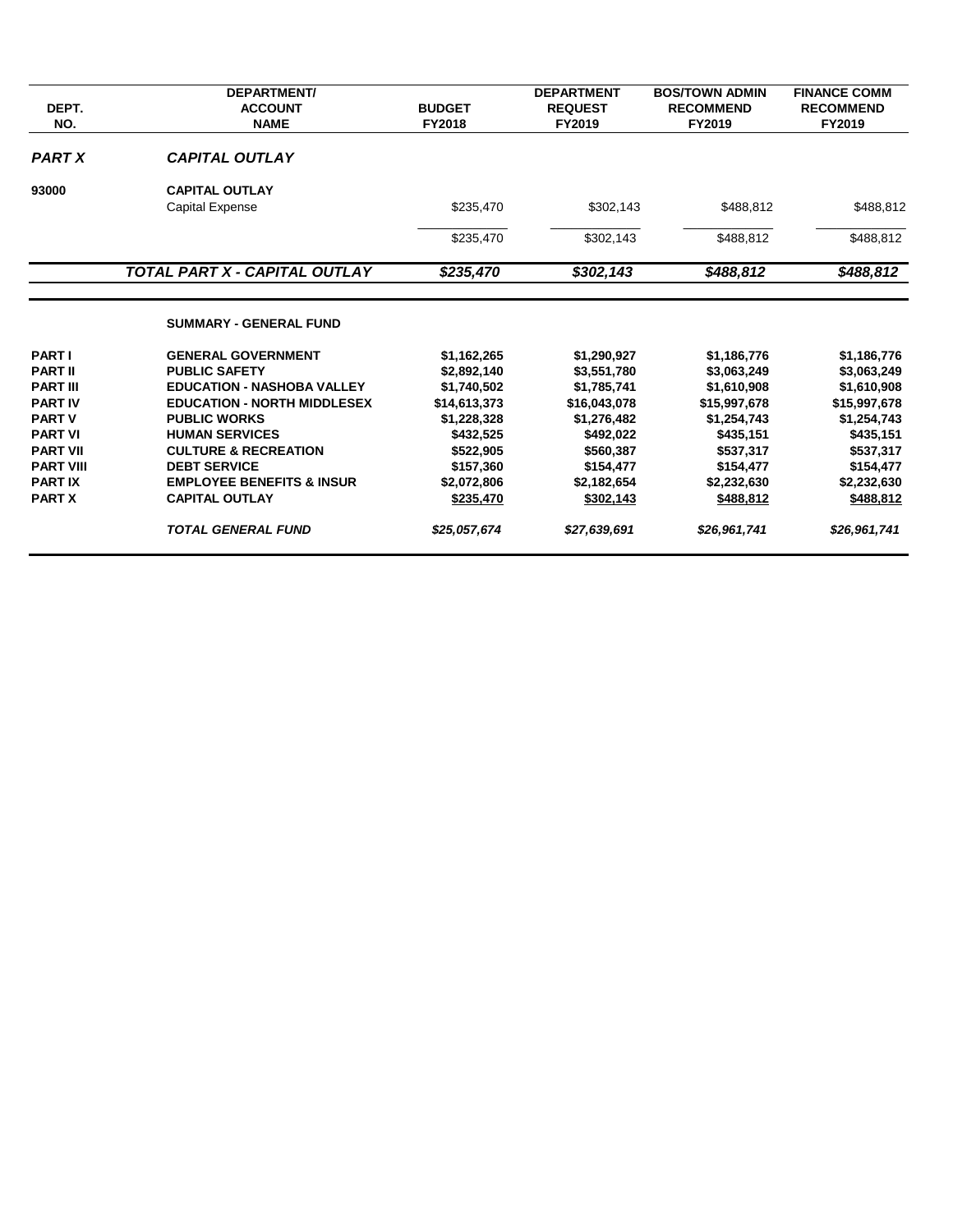| DEPT. NO. | DEPARTMENT/ ACCOUNT NAME | BUDGET FY2018 | DEPARTMENT REQUEST FY2019 | BOS/TOWN ADMIN RECOMMEND FY2019 | FINANCE COMM RECOMMEND FY2019 |
|---|---|---|---|---|---|
| ***PART X*** | ***CAPITAL OUTLAY*** | | | | |
| **93000** | **CAPITAL OUTLAY** | | | | |
| | Capital Expense | $235,470 | $302,143 | $488,812 | $488,812 |
| | | $235,470 | $302,143 | $488,812 | $488,812 |
| | ***TOTAL PART X - CAPITAL OUTLAY*** | ***$235,470*** | ***$302,143*** | ***$488,812*** | ***$488,812*** |
| | **SUMMARY - GENERAL FUND** | | | | |
| **PART I** | **GENERAL GOVERNMENT** | **$1,162,265** | **$1,290,927** | **$1,186,776** | **$1,186,776** |
| **PART II** | **PUBLIC SAFETY** | **$2,892,140** | **$3,551,780** | **$3,063,249** | **$3,063,249** |
| **PART III** | **EDUCATION - NASHOBA VALLEY** | **$1,740,502** | **$1,785,741** | **$1,610,908** | **$1,610,908** |
| **PART IV** | **EDUCATION - NORTH MIDDLESEX** | **$14,613,373** | **$16,043,078** | **$15,997,678** | **$15,997,678** |
| **PART V** | **PUBLIC WORKS** | **$1,228,328** | **$1,276,482** | **$1,254,743** | **$1,254,743** |
| **PART VI** | **HUMAN SERVICES** | **$432,525** | **$492,022** | **$435,151** | **$435,151** |
| **PART VII** | **CULTURE & RECREATION** | **$522,905** | **$560,387** | **$537,317** | **$537,317** |
| **PART VIII** | **DEBT SERVICE** | **$157,360** | **$154,477** | **$154,477** | **$154,477** |
| **PART IX** | **EMPLOYEE BENEFITS & INSUR** | **$2,072,806** | **$2,182,654** | **$2,232,630** | **$2,232,630** |
| **PART X** | **CAPITAL OUTLAY** | **$235,470** | **$302,143** | **$488,812** | **$488,812** |
| | ***TOTAL GENERAL FUND*** | ***$25,057,674*** | ***$27,639,691*** | ***$26,961,741*** | ***$26,961,741*** |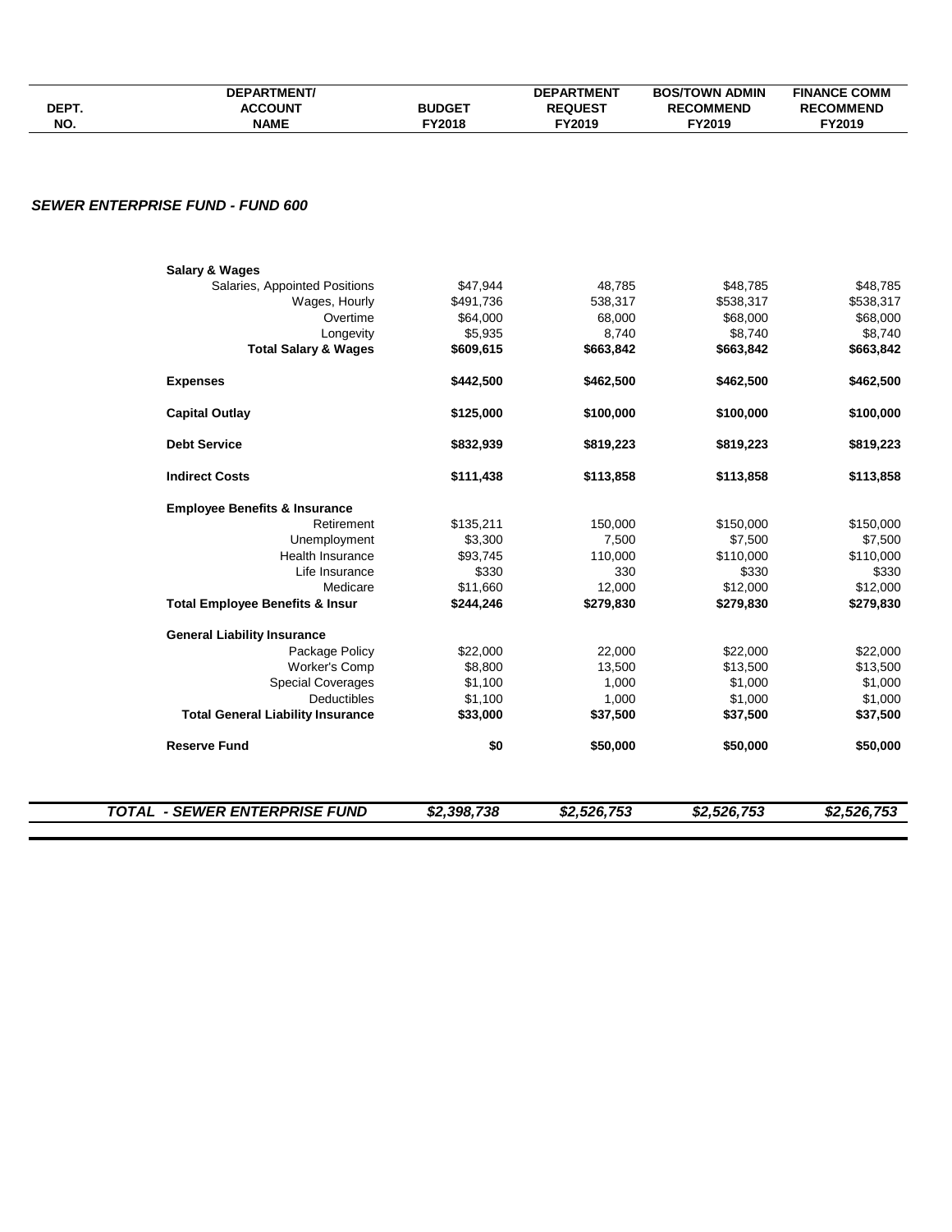| DEPT. NO. | DEPARTMENT/ ACCOUNT NAME | BUDGET FY2018 | DEPARTMENT REQUEST FY2019 | BOS/TOWN ADMIN RECOMMEND FY2019 | FINANCE COMM RECOMMEND FY2019 |
|---|---|---|---|---|---|

***SEWER ENTERPRISE FUND - FUND 600***

| | | BUDGET FY2018 | DEPARTMENT REQUEST FY2019 | BOS/TOWN ADMIN RECOMMEND FY2019 | FINANCE COMM RECOMMEND FY2019 |
|---|---|---|---|---|---|
| | **Salary & Wages** | | | | |
| | Salaries, Appointed Positions | $47,944 | 48,785 | $48,785 | $48,785 |
| | Wages, Hourly | $491,736 | 538,317 | $538,317 | $538,317 |
| | Overtime | $64,000 | 68,000 | $68,000 | $68,000 |
| | Longevity | $5,935 | 8,740 | $8,740 | $8,740 |
| | **Total Salary & Wages** | **$609,615** | **$663,842** | **$663,842** | **$663,842** |
| | **Expenses** | **$442,500** | **$462,500** | **$462,500** | **$462,500** |
| | **Capital Outlay** | **$125,000** | **$100,000** | **$100,000** | **$100,000** |
| | **Debt Service** | **$832,939** | **$819,223** | **$819,223** | **$819,223** |
| | **Indirect Costs** | **$111,438** | **$113,858** | **$113,858** | **$113,858** |
| | **Employee Benefits & Insurance** | | | | |
| | Retirement | $135,211 | 150,000 | $150,000 | $150,000 |
| | Unemployment | $3,300 | 7,500 | $7,500 | $7,500 |
| | Health Insurance | $93,745 | 110,000 | $110,000 | $110,000 |
| | Life Insurance | $330 | 330 | $330 | $330 |
| | Medicare | $11,660 | 12,000 | $12,000 | $12,000 |
| | **Total Employee Benefits & Insur** | **$244,246** | **$279,830** | **$279,830** | **$279,830** |
| | **General Liability Insurance** | | | | |
| | Package Policy | $22,000 | 22,000 | $22,000 | $22,000 |
| | Worker's Comp | $8,800 | 13,500 | $13,500 | $13,500 |
| | Special Coverages | $1,100 | 1,000 | $1,000 | $1,000 |
| | Deductibles | $1,100 | 1,000 | $1,000 | $1,000 |
| | **Total General Liability Insurance** | **$33,000** | **$37,500** | **$37,500** | **$37,500** |
| | **Reserve Fund** | **$0** | **$50,000** | **$50,000** | **$50,000** |
| | ***TOTAL - SEWER ENTERPRISE FUND*** | ***$2,398,738*** | ***$2,526,753*** | ***$2,526,753*** | ***$2,526,753*** |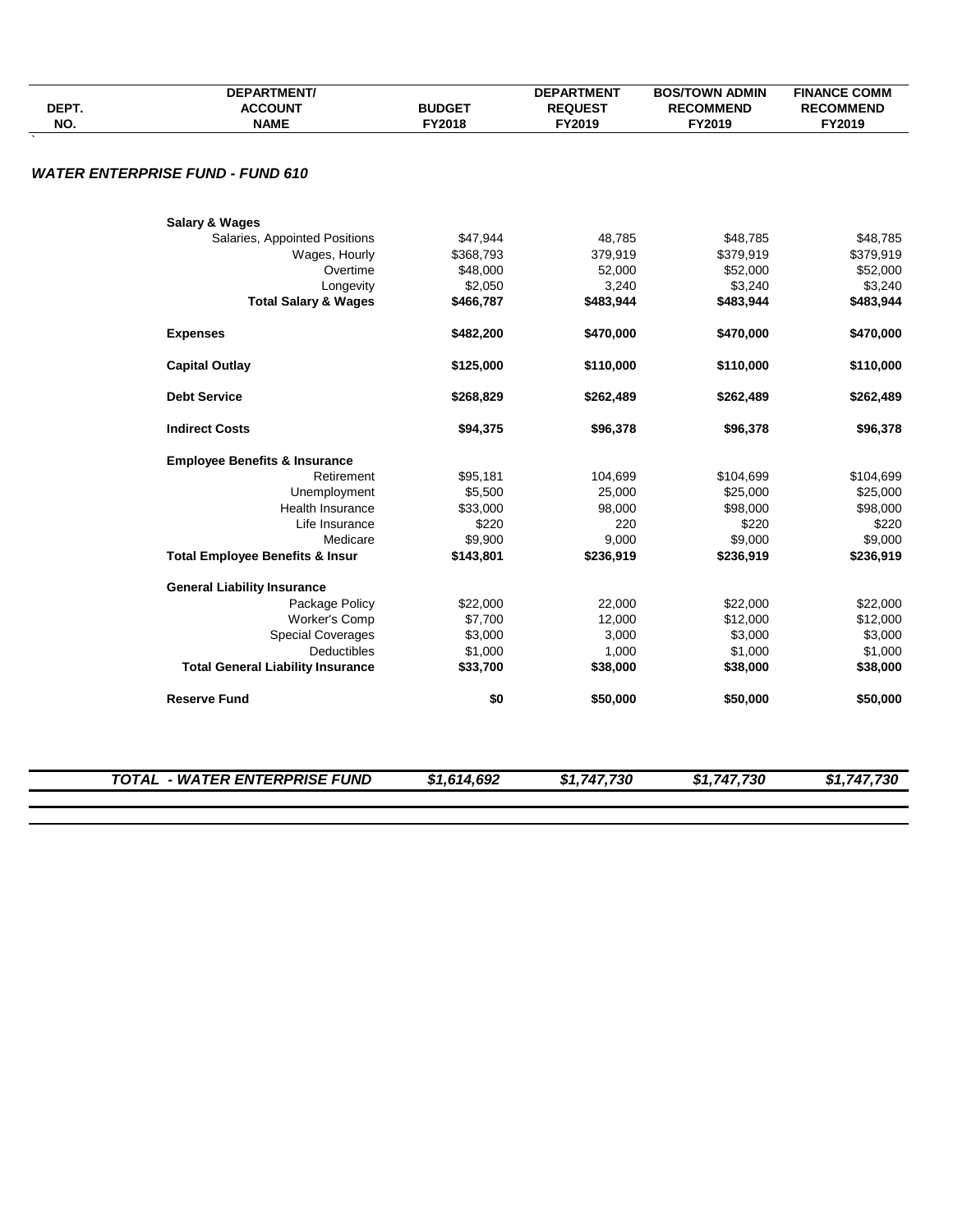| DEPT. NO. | DEPARTMENT/ ACCOUNT NAME | BUDGET FY2018 | DEPARTMENT REQUEST FY2019 | BOS/TOWN ADMIN RECOMMEND FY2019 | FINANCE COMM RECOMMEND FY2019 |
|---|---|---|---|---|---|
| | ***WATER ENTERPRISE FUND - FUND 610*** | | | | |
| | **Salary & Wages** | | | | |
| | Salaries, Appointed Positions | $47,944 | 48,785 | $48,785 | $48,785 |
| | Wages, Hourly | $368,793 | 379,919 | $379,919 | $379,919 |
| | Overtime | $48,000 | 52,000 | $52,000 | $52,000 |
| | Longevity | $2,050 | 3,240 | $3,240 | $3,240 |
| | **Total Salary & Wages** | **$466,787** | **$483,944** | **$483,944** | **$483,944** |
| | **Expenses** | **$482,200** | **$470,000** | **$470,000** | **$470,000** |
| | **Capital Outlay** | **$125,000** | **$110,000** | **$110,000** | **$110,000** |
| | **Debt Service** | **$268,829** | **$262,489** | **$262,489** | **$262,489** |
| | **Indirect Costs** | **$94,375** | **$96,378** | **$96,378** | **$96,378** |
| | **Employee Benefits & Insurance** | | | | |
| | Retirement | $95,181 | 104,699 | $104,699 | $104,699 |
| | Unemployment | $5,500 | 25,000 | $25,000 | $25,000 |
| | Health Insurance | $33,000 | 98,000 | $98,000 | $98,000 |
| | Life Insurance | $220 | 220 | $220 | $220 |
| | Medicare | $9,900 | 9,000 | $9,000 | $9,000 |
| | **Total Employee Benefits & Insur** | **$143,801** | **$236,919** | **$236,919** | **$236,919** |
| | **General Liability Insurance** | | | | |
| | Package Policy | $22,000 | 22,000 | $22,000 | $22,000 |
| | Worker's Comp | $7,700 | 12,000 | $12,000 | $12,000 |
| | Special Coverages | $3,000 | 3,000 | $3,000 | $3,000 |
| | Deductibles | $1,000 | 1,000 | $1,000 | $1,000 |
| | **Total General Liability Insurance** | **$33,700** | **$38,000** | **$38,000** | **$38,000** |
| | **Reserve Fund** | **$0** | **$50,000** | **$50,000** | **$50,000** |
| | ***TOTAL - WATER ENTERPRISE FUND*** | ***$1,614,692*** | ***$1,747,730*** | ***$1,747,730*** | ***$1,747,730*** |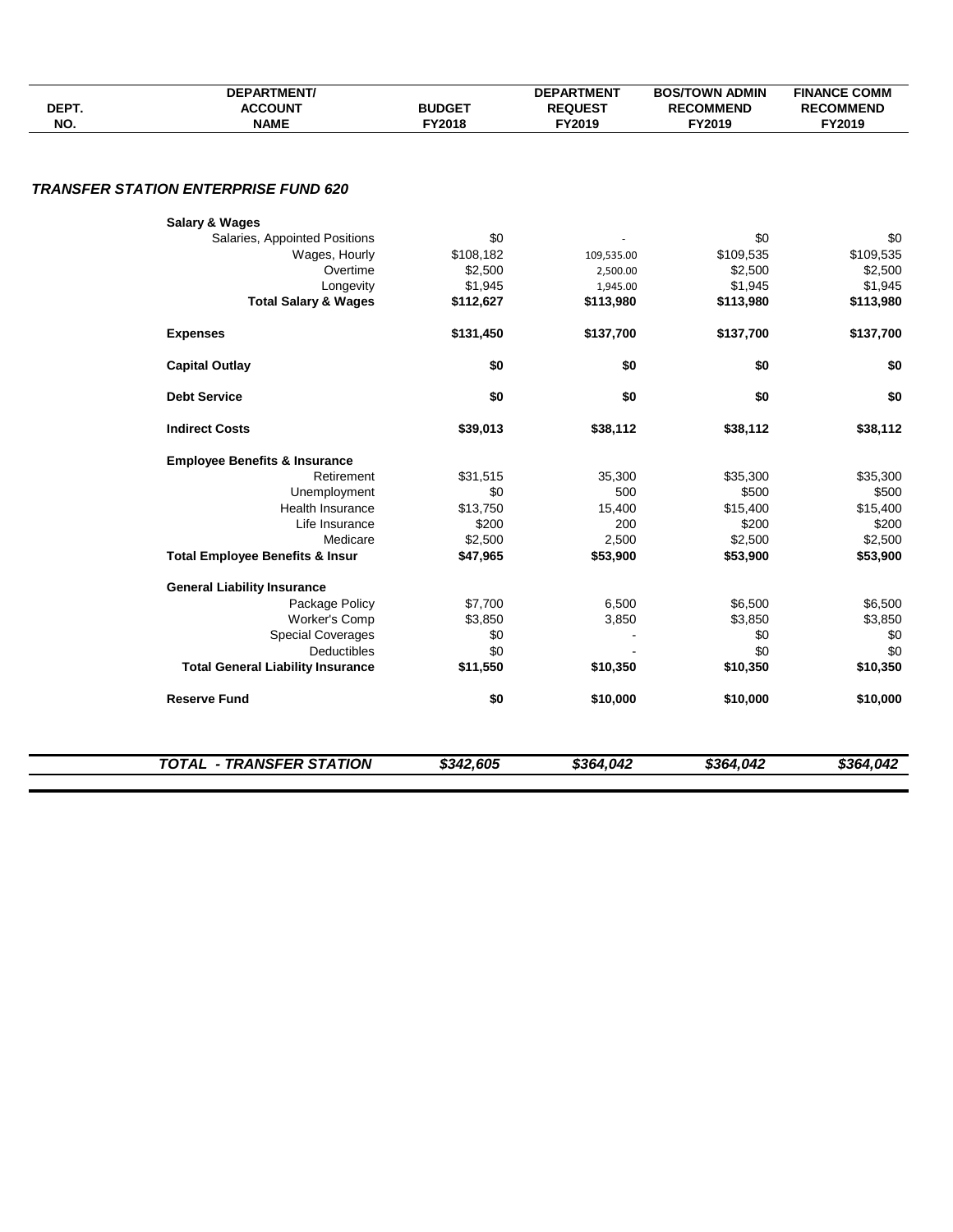| DEPT. NO. | DEPARTMENT/ ACCOUNT NAME | BUDGET FY2018 | DEPARTMENT REQUEST FY2019 | BOS/TOWN ADMIN RECOMMEND FY2019 | FINANCE COMM RECOMMEND FY2019 |
|---|---|---|---|---|---|
| ***TRANSFER STATION ENTERPRISE FUND 620*** | | | | | |
| | **Salary & Wages** | | | | |
| | Salaries, Appointed Positions | $0 | - | $0 | $0 |
| | Wages, Hourly | $108,182 | 109,535.00 | $109,535 | $109,535 |
| | Overtime | $2,500 | 2,500.00 | $2,500 | $2,500 |
| | Longevity | $1,945 | 1,945.00 | $1,945 | $1,945 |
| | **Total Salary & Wages** | **$112,627** | **$113,980** | **$113,980** | **$113,980** |
| | **Expenses** | **$131,450** | **$137,700** | **$137,700** | **$137,700** |
| | **Capital Outlay** | **$0** | **$0** | **$0** | **$0** |
| | **Debt Service** | **$0** | **$0** | **$0** | **$0** |
| | **Indirect Costs** | **$39,013** | **$38,112** | **$38,112** | **$38,112** |
| | **Employee Benefits & Insurance** | | | | |
| | Retirement | $31,515 | 35,300 | $35,300 | $35,300 |
| | Unemployment | $0 | 500 | $500 | $500 |
| | Health Insurance | $13,750 | 15,400 | $15,400 | $15,400 |
| | Life Insurance | $200 | 200 | $200 | $200 |
| | Medicare | $2,500 | 2,500 | $2,500 | $2,500 |
| | **Total Employee Benefits & Insur** | **$47,965** | **$53,900** | **$53,900** | **$53,900** |
| | **General Liability Insurance** | | | | |
| | Package Policy | $7,700 | 6,500 | $6,500 | $6,500 |
| | Worker's Comp | $3,850 | 3,850 | $3,850 | $3,850 |
| | Special Coverages | $0 | - | $0 | $0 |
| | Deductibles | $0 | - | $0 | $0 |
| | **Total General Liability Insurance** | **$11,550** | **$10,350** | **$10,350** | **$10,350** |
| | **Reserve Fund** | **$0** | **$10,000** | **$10,000** | **$10,000** |
| | ***TOTAL - TRANSFER STATION*** | ***$342,605*** | ***$364,042*** | ***$364,042*** | ***$364,042*** |